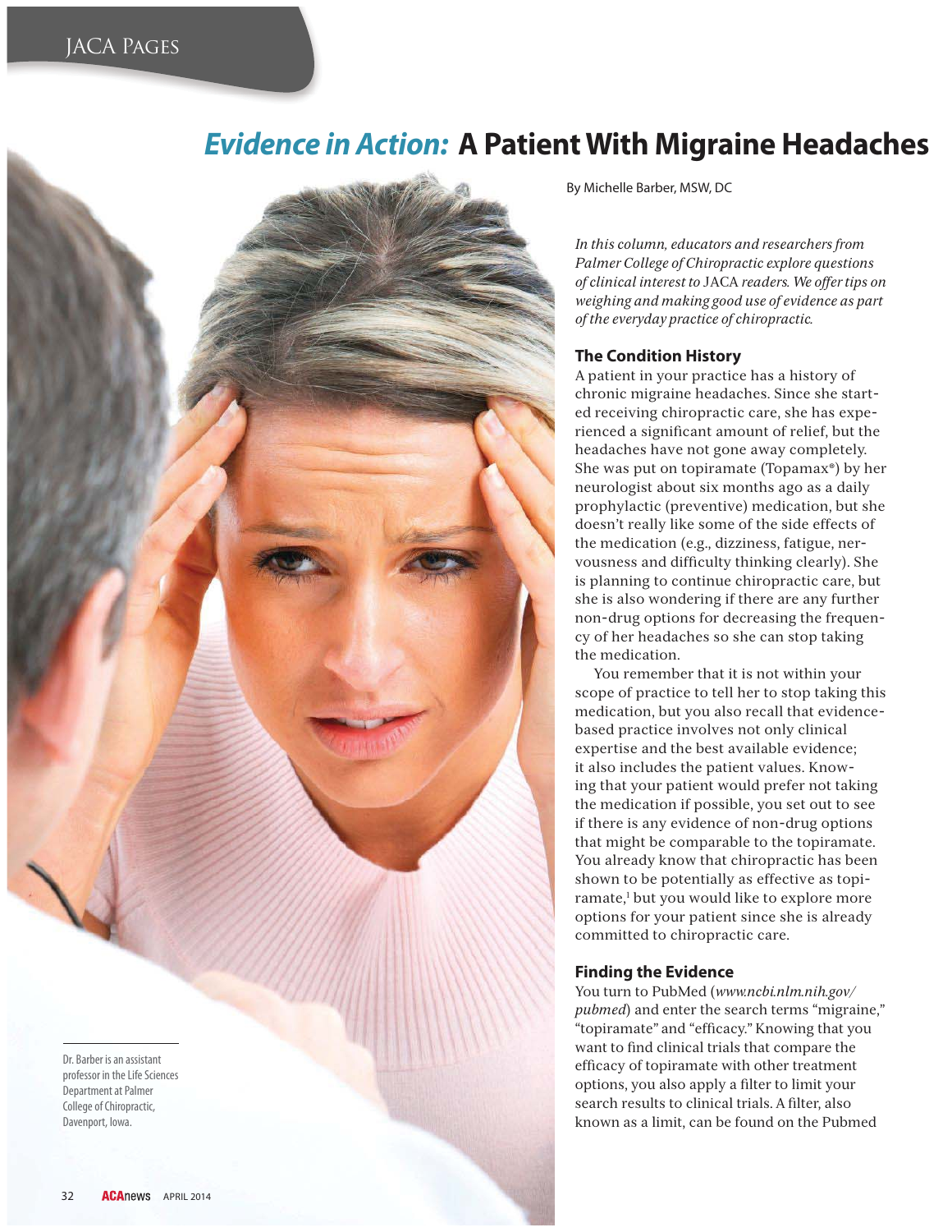# *Evidence in Action:* A Patient With Migraine Headaches

By Michelle Barber, MSW, DC

*In this column, educators and researchers from Palmer College of Chiropractic explore questions of clinical interest to* JACA *readers. We offer tips on weighing and making good use of evidence as part of the everyday practice of chiropractic.*

## The Condition History

A patient in your practice has a history of chronic migraine headaches. Since she started receiving chiropractic care, she has experienced a significant amount of relief, but the headaches have not gone away completely. She was put on topiramate (Topamax®) by her neurologist about six months ago as a daily prophylactic (preventive) medication, but she doesn't really like some of the side effects of the medication (e.g., dizziness, fatigue, nervousness and difficulty thinking clearly). She is planning to continue chiropractic care, but she is also wondering if there are any further non-drug options for decreasing the frequency of her headaches so she can stop taking the medication.

You remember that it is not within your scope of practice to tell her to stop taking this medication, but you also recall that evidence-based practice involves not only clinical expertise and the best available evidence; it also includes the patient values. Knowing that your patient would prefer not taking the medication if possible, you set out to see if there is any evidence of non-drug options that might be comparable to the topiramate. You already know that chiropractic has been shown to be potentially as effective as topiramate,[1] but you would like to explore more options for your patient since she is already committed to chiropractic care.

## Finding the Evidence

You turn to PubMed (*www.ncbi.nlm.nih.gov/pubmed*) and enter the search terms "migraine," "topiramate" and "efficacy." Knowing that you want to find clinical trials that compare the efficacy of topiramate with other treatment options, you also apply a filter to limit your search results to clinical trials. A filter, also known as a limit, can be found on the Pubmed

Dr. Barber is an assistant professor in the Life Sciences Department at Palmer College of Chiropractic, Davenport, Iowa.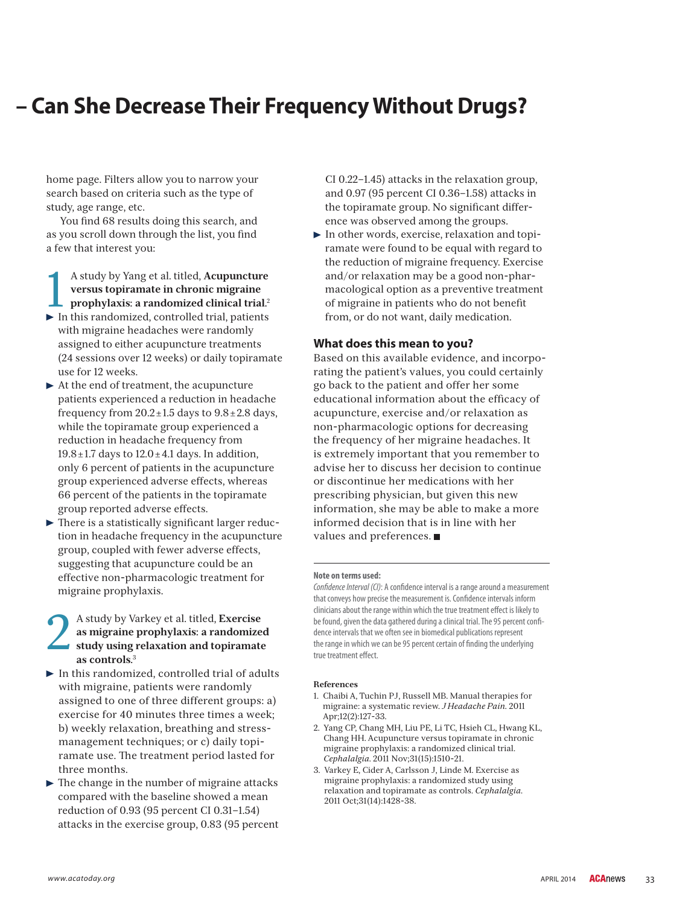# – Can She Decrease Their Frequency Without Drugs?

home page. Filters allow you to narrow your search based on criteria such as the type of study, age range, etc.

You find 68 results doing this search, and as you scroll down through the list, you find a few that interest you:

1 A study by Yang et al. titled, **Acupuncture versus topiramate in chronic migraine prophylaxis: a randomized clinical trial.**[2]

- In this randomized, controlled trial, patients with migraine headaches were randomly assigned to either acupuncture treatments (24 sessions over 12 weeks) or daily topiramate use for 12 weeks.
- At the end of treatment, the acupuncture patients experienced a reduction in headache frequency from 20.2±1.5 days to 9.8±2.8 days, while the topiramate group experienced a reduction in headache frequency from 19.8±1.7 days to 12.0±4.1 days. In addition, only 6 percent of patients in the acupuncture group experienced adverse effects, whereas 66 percent of the patients in the topiramate group reported adverse effects.
- There is a statistically significant larger reduction in headache frequency in the acupuncture group, coupled with fewer adverse effects, suggesting that acupuncture could be an effective non-pharmacologic treatment for migraine prophylaxis.

2 A study by Varkey et al. titled, **Exercise as migraine prophylaxis: a randomized study using relaxation and topiramate as controls.**[3]

- In this randomized, controlled trial of adults with migraine, patients were randomly assigned to one of three different groups: a) exercise for 40 minutes three times a week; b) weekly relaxation, breathing and stress-management techniques; or c) daily topiramate use. The treatment period lasted for three months.
- The change in the number of migraine attacks compared with the baseline showed a mean reduction of 0.93 (95 percent CI 0.31–1.54) attacks in the exercise group, 0.83 (95 percent CI 0.22–1.45) attacks in the relaxation group, and 0.97 (95 percent CI 0.36–1.58) attacks in the topiramate group. No significant difference was observed among the groups.
- In other words, exercise, relaxation and topiramate were found to be equal with regard to the reduction of migraine frequency. Exercise and/or relaxation may be a good non-pharmacological option as a preventive treatment of migraine in patients who do not benefit from, or do not want, daily medication.

## What does this mean to you?

Based on this available evidence, and incorporating the patient's values, you could certainly go back to the patient and offer her some educational information about the efficacy of acupuncture, exercise and/or relaxation as non-pharmacologic options for decreasing the frequency of her migraine headaches. It is extremely important that you remember to advise her to discuss her decision to continue or discontinue her medications with her prescribing physician, but given this new information, she may be able to make a more informed decision that is in line with her values and preferences. ■

**Note on terms used:**

*Confidence Interval (CI)*: A confidence interval is a range around a measurement that conveys how precise the measurement is. Confidence intervals inform clinicians about the range within which the true treatment effect is likely to be found, given the data gathered during a clinical trial. The 95 percent confidence intervals that we often see in biomedical publications represent the range in which we can be 95 percent certain of finding the underlying true treatment effect.

**References**

1. Chaibi A, Tuchin PJ, Russell MB. Manual therapies for migraine: a systematic review. *J Headache Pain.* 2011 Apr;12(2):127-33.
2. Yang CP, Chang MH, Liu PE, Li TC, Hsieh CL, Hwang KL, Chang HH. Acupuncture versus topiramate in chronic migraine prophylaxis: a randomized clinical trial. *Cephalalgia.* 2011 Nov;31(15):1510-21.
3. Varkey E, Cider A, Carlsson J, Linde M. Exercise as migraine prophylaxis: a randomized study using relaxation and topiramate as controls. *Cephalalgia.* 2011 Oct;31(14):1428-38.